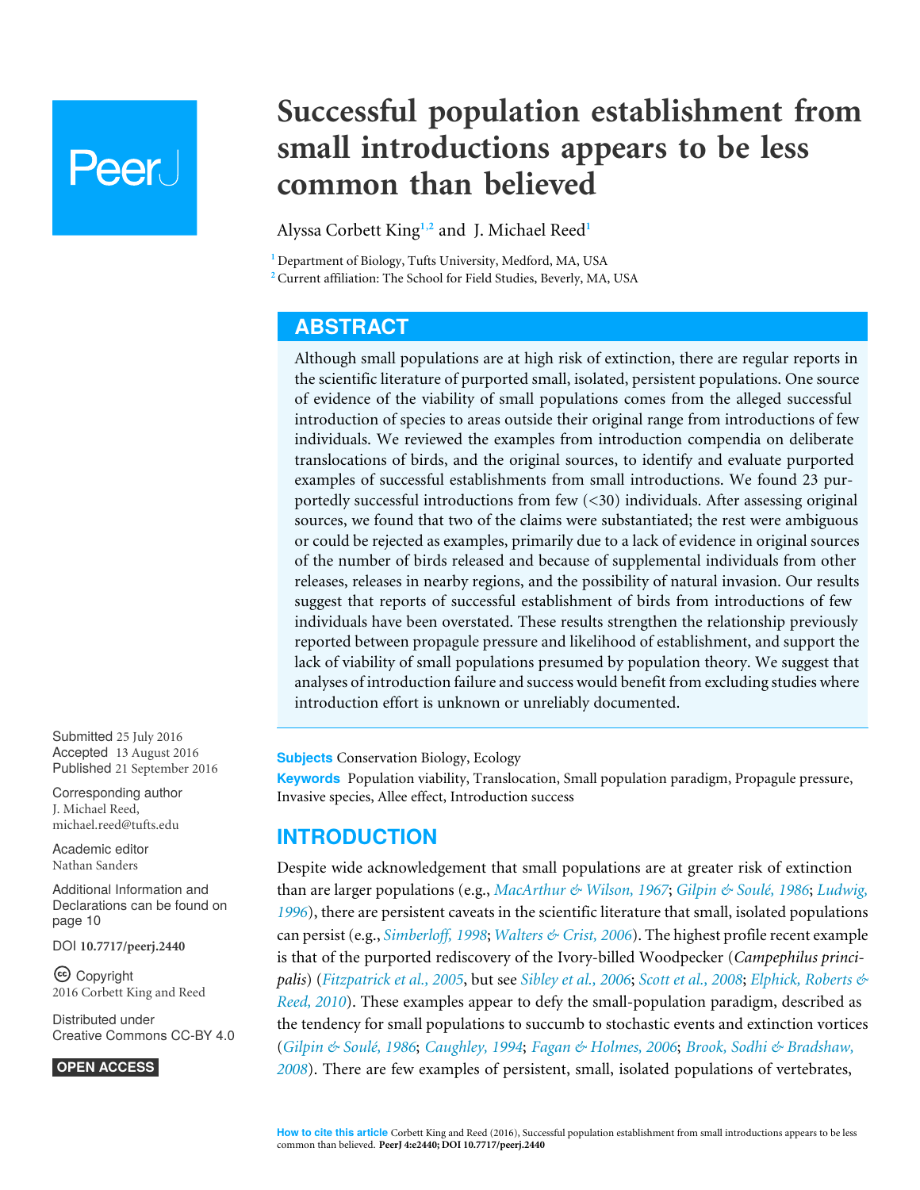# Successful population establishment from small introductions appears to be less common than believed

Alyssa Corbett King[1,2] and J. Michael Reed[1]

[1] Department of Biology, Tufts University, Medford, MA, USA

[2] Current affiliation: The School for Field Studies, Beverly, MA, USA

## ABSTRACT

Although small populations are at high risk of extinction, there are regular reports in the scientific literature of purported small, isolated, persistent populations. One source of evidence of the viability of small populations comes from the alleged successful introduction of species to areas outside their original range from introductions of few individuals. We reviewed the examples from introduction compendia on deliberate translocations of birds, and the original sources, to identify and evaluate purported examples of successful establishments from small introductions. We found 23 purportedly successful introductions from few (<30) individuals. After assessing original sources, we found that two of the claims were substantiated; the rest were ambiguous or could be rejected as examples, primarily due to a lack of evidence in original sources of the number of birds released and because of supplemental individuals from other releases, releases in nearby regions, and the possibility of natural invasion. Our results suggest that reports of successful establishment of birds from introductions of few individuals have been overstated. These results strengthen the relationship previously reported between propagule pressure and likelihood of establishment, and support the lack of viability of small populations presumed by population theory. We suggest that analyses of introduction failure and success would benefit from excluding studies where introduction effort is unknown or unreliably documented.

Submitted 25 July 2016
Accepted 13 August 2016
Published 21 September 2016

Corresponding author
J. Michael Reed, michael.reed@tufts.edu

Academic editor
Nathan Sanders

Additional Information and Declarations can be found on page 10

DOI 10.7717/peerj.2440

Copyright
2016 Corbett King and Reed

Distributed under
Creative Commons CC-BY 4.0

OPEN ACCESS

**Subjects** Conservation Biology, Ecology

**Keywords** Population viability, Translocation, Small population paradigm, Propagule pressure, Invasive species, Allee effect, Introduction success

## INTRODUCTION

Despite wide acknowledgement that small populations are at greater risk of extinction than are larger populations (e.g., MacArthur & Wilson, 1967; Gilpin & Soulé, 1986; Ludwig, 1996), there are persistent caveats in the scientific literature that small, isolated populations can persist (e.g., Simberloff, 1998; Walters & Crist, 2006). The highest profile recent example is that of the purported rediscovery of the Ivory-billed Woodpecker (*Campephilus principalis*) (Fitzpatrick et al., 2005, but see Sibley et al., 2006; Scott et al., 2008; Elphick, Roberts & Reed, 2010). These examples appear to defy the small-population paradigm, described as the tendency for small populations to succumb to stochastic events and extinction vortices (Gilpin & Soulé, 1986; Caughley, 1994; Fagan & Holmes, 2006; Brook, Sodhi & Bradshaw, 2008). There are few examples of persistent, small, isolated populations of vertebrates,

How to cite this article Corbett King and Reed (2016), Successful population establishment from small introductions appears to be less common than believed. PeerJ 4:e2440; DOI 10.7717/peerj.2440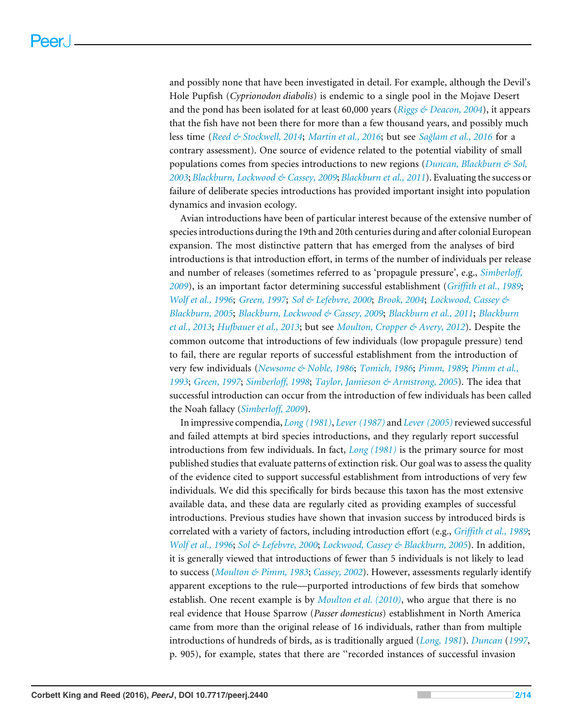and possibly none that have been investigated in detail. For example, although the Devil's Hole Pupfish (*Cyprionodon diabolis*) is endemic to a single pool in the Mojave Desert and the pond has been isolated for at least 60,000 years (*Riggs & Deacon, 2004*), it appears that the fish have not been there for more than a few thousand years, and possibly much less time (*Reed & Stockwell, 2014*; *Martin et al., 2016*; but see *Sağlam et al., 2016* for a contrary assessment). One source of evidence related to the potential viability of small populations comes from species introductions to new regions (*Duncan, Blackburn & Sol, 2003*; *Blackburn, Lockwood & Cassey, 2009*; *Blackburn et al., 2011*). Evaluating the success or failure of deliberate species introductions has provided important insight into population dynamics and invasion ecology.

Avian introductions have been of particular interest because of the extensive number of species introductions during the 19th and 20th centuries during and after colonial European expansion. The most distinctive pattern that has emerged from the analyses of bird introductions is that introduction effort, in terms of the number of individuals per release and number of releases (sometimes referred to as 'propagule pressure', e.g., *Simberloff, 2009*), is an important factor determining successful establishment (*Griffith et al., 1989*; *Wolf et al., 1996*; *Green, 1997*; *Sol & Lefebvre, 2000*; *Brook, 2004*; *Lockwood, Cassey & Blackburn, 2005*; *Blackburn, Lockwood & Cassey, 2009*; *Blackburn et al., 2011*; *Blackburn et al., 2013*; *Hufbauer et al., 2013*; but see *Moulton, Cropper & Avery, 2012*). Despite the common outcome that introductions of few individuals (low propagule pressure) tend to fail, there are regular reports of successful establishment from the introduction of very few individuals (*Newsome & Noble, 1986*; *Tomich, 1986*; *Pimm, 1989*; *Pimm et al., 1993*; *Green, 1997*; *Simberloff, 1998*; *Taylor, Jamieson & Armstrong, 2005*). The idea that successful introduction can occur from the introduction of few individuals has been called the Noah fallacy (*Simberloff, 2009*).

In impressive compendia, *Long (1981)*, *Lever (1987)* and *Lever (2005)* reviewed successful and failed attempts at bird species introductions, and they regularly report successful introductions from few individuals. In fact, *Long (1981)* is the primary source for most published studies that evaluate patterns of extinction risk. Our goal was to assess the quality of the evidence cited to support successful establishment from introductions of very few individuals. We did this specifically for birds because this taxon has the most extensive available data, and these data are regularly cited as providing examples of successful introductions. Previous studies have shown that invasion success by introduced birds is correlated with a variety of factors, including introduction effort (e.g., *Griffith et al., 1989*; *Wolf et al., 1996*; *Sol & Lefebvre, 2000*; *Lockwood, Cassey & Blackburn, 2005*). In addition, it is generally viewed that introductions of fewer than 5 individuals is not likely to lead to success (*Moulton & Pimm, 1983*; *Cassey, 2002*). However, assessments regularly identify apparent exceptions to the rule—purported introductions of few birds that somehow establish. One recent example is by *Moulton et al. (2010)*, who argue that there is no real evidence that House Sparrow (*Passer domesticus*) establishment in North America came from more than the original release of 16 individuals, rather than from multiple introductions of hundreds of birds, as is traditionally argued (*Long, 1981*). *Duncan* (*1997*, p. 905), for example, states that there are "recorded instances of successful invasion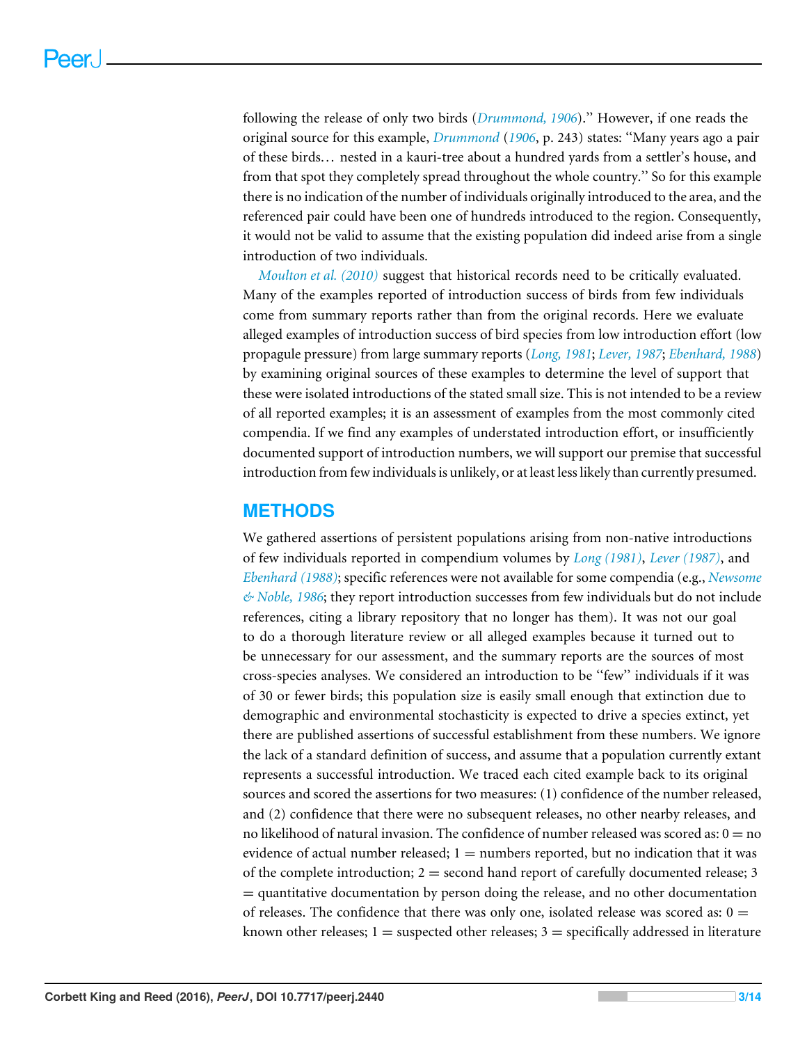following the release of only two birds (*Drummond, 1906*).'' However, if one reads the original source for this example, *Drummond* (*1906*, p. 243) states: ''Many years ago a pair of these birds… nested in a kauri-tree about a hundred yards from a settler's house, and from that spot they completely spread throughout the whole country.'' So for this example there is no indication of the number of individuals originally introduced to the area, and the referenced pair could have been one of hundreds introduced to the region. Consequently, it would not be valid to assume that the existing population did indeed arise from a single introduction of two individuals.

*Moulton et al. (2010)* suggest that historical records need to be critically evaluated. Many of the examples reported of introduction success of birds from few individuals come from summary reports rather than from the original records. Here we evaluate alleged examples of introduction success of bird species from low introduction effort (low propagule pressure) from large summary reports (*Long, 1981*; *Lever, 1987*; *Ebenhard, 1988*) by examining original sources of these examples to determine the level of support that these were isolated introductions of the stated small size. This is not intended to be a review of all reported examples; it is an assessment of examples from the most commonly cited compendia. If we find any examples of understated introduction effort, or insufficiently documented support of introduction numbers, we will support our premise that successful introduction from few individuals is unlikely, or at least less likely than currently presumed.

## METHODS

We gathered assertions of persistent populations arising from non-native introductions of few individuals reported in compendium volumes by *Long (1981)*, *Lever (1987)*, and *Ebenhard (1988)*; specific references were not available for some compendia (e.g., *Newsome & Noble, 1986*; they report introduction successes from few individuals but do not include references, citing a library repository that no longer has them). It was not our goal to do a thorough literature review or all alleged examples because it turned out to be unnecessary for our assessment, and the summary reports are the sources of most cross-species analyses. We considered an introduction to be ''few'' individuals if it was of 30 or fewer birds; this population size is easily small enough that extinction due to demographic and environmental stochasticity is expected to drive a species extinct, yet there are published assertions of successful establishment from these numbers. We ignore the lack of a standard definition of success, and assume that a population currently extant represents a successful introduction. We traced each cited example back to its original sources and scored the assertions for two measures: (1) confidence of the number released, and (2) confidence that there were no subsequent releases, no other nearby releases, and no likelihood of natural invasion. The confidence of number released was scored as: 0 = no evidence of actual number released; 1 = numbers reported, but no indication that it was of the complete introduction; 2 = second hand report of carefully documented release; 3 = quantitative documentation by person doing the release, and no other documentation of releases. The confidence that there was only one, isolated release was scored as: 0 = known other releases; 1 = suspected other releases; 3 = specifically addressed in literature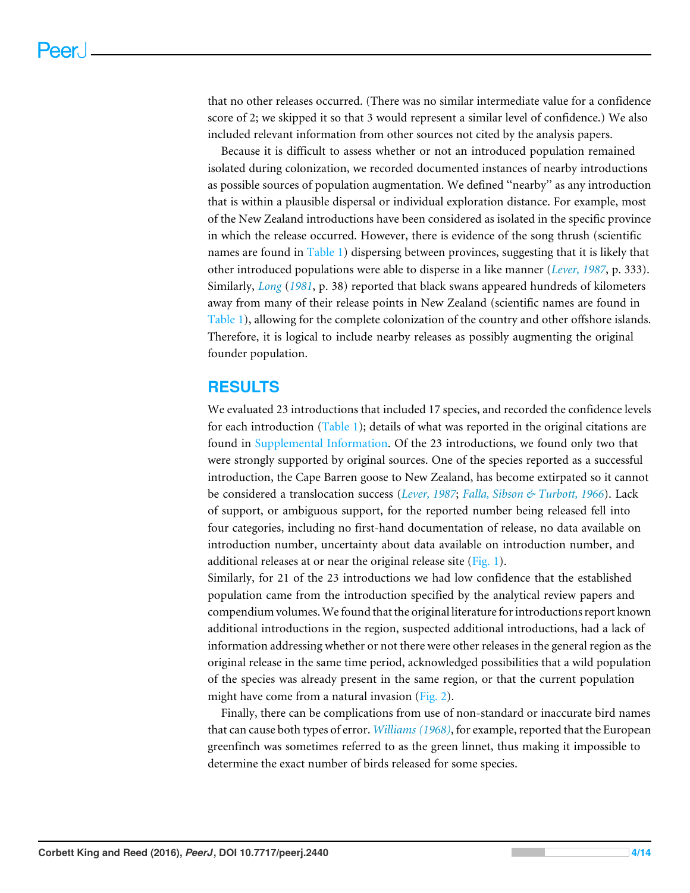that no other releases occurred. (There was no similar intermediate value for a confidence score of 2; we skipped it so that 3 would represent a similar level of confidence.) We also included relevant information from other sources not cited by the analysis papers.

Because it is difficult to assess whether or not an introduced population remained isolated during colonization, we recorded documented instances of nearby introductions as possible sources of population augmentation. We defined "nearby" as any introduction that is within a plausible dispersal or individual exploration distance. For example, most of the New Zealand introductions have been considered as isolated in the specific province in which the release occurred. However, there is evidence of the song thrush (scientific names are found in Table 1) dispersing between provinces, suggesting that it is likely that other introduced populations were able to disperse in a like manner (*Lever, 1987*, p. 333). Similarly, *Long* (*1981*, p. 38) reported that black swans appeared hundreds of kilometers away from many of their release points in New Zealand (scientific names are found in Table 1), allowing for the complete colonization of the country and other offshore islands. Therefore, it is logical to include nearby releases as possibly augmenting the original founder population.

## RESULTS

We evaluated 23 introductions that included 17 species, and recorded the confidence levels for each introduction (Table 1); details of what was reported in the original citations are found in Supplemental Information. Of the 23 introductions, we found only two that were strongly supported by original sources. One of the species reported as a successful introduction, the Cape Barren goose to New Zealand, has become extirpated so it cannot be considered a translocation success (*Lever, 1987*; *Falla, Sibson & Turbott, 1966*). Lack of support, or ambiguous support, for the reported number being released fell into four categories, including no first-hand documentation of release, no data available on introduction number, uncertainty about data available on introduction number, and additional releases at or near the original release site (Fig. 1).

Similarly, for 21 of the 23 introductions we had low confidence that the established population came from the introduction specified by the analytical review papers and compendium volumes. We found that the original literature for introductions report known additional introductions in the region, suspected additional introductions, had a lack of information addressing whether or not there were other releases in the general region as the original release in the same time period, acknowledged possibilities that a wild population of the species was already present in the same region, or that the current population might have come from a natural invasion (Fig. 2).

Finally, there can be complications from use of non-standard or inaccurate bird names that can cause both types of error. *Williams (1968)*, for example, reported that the European greenfinch was sometimes referred to as the green linnet, thus making it impossible to determine the exact number of birds released for some species.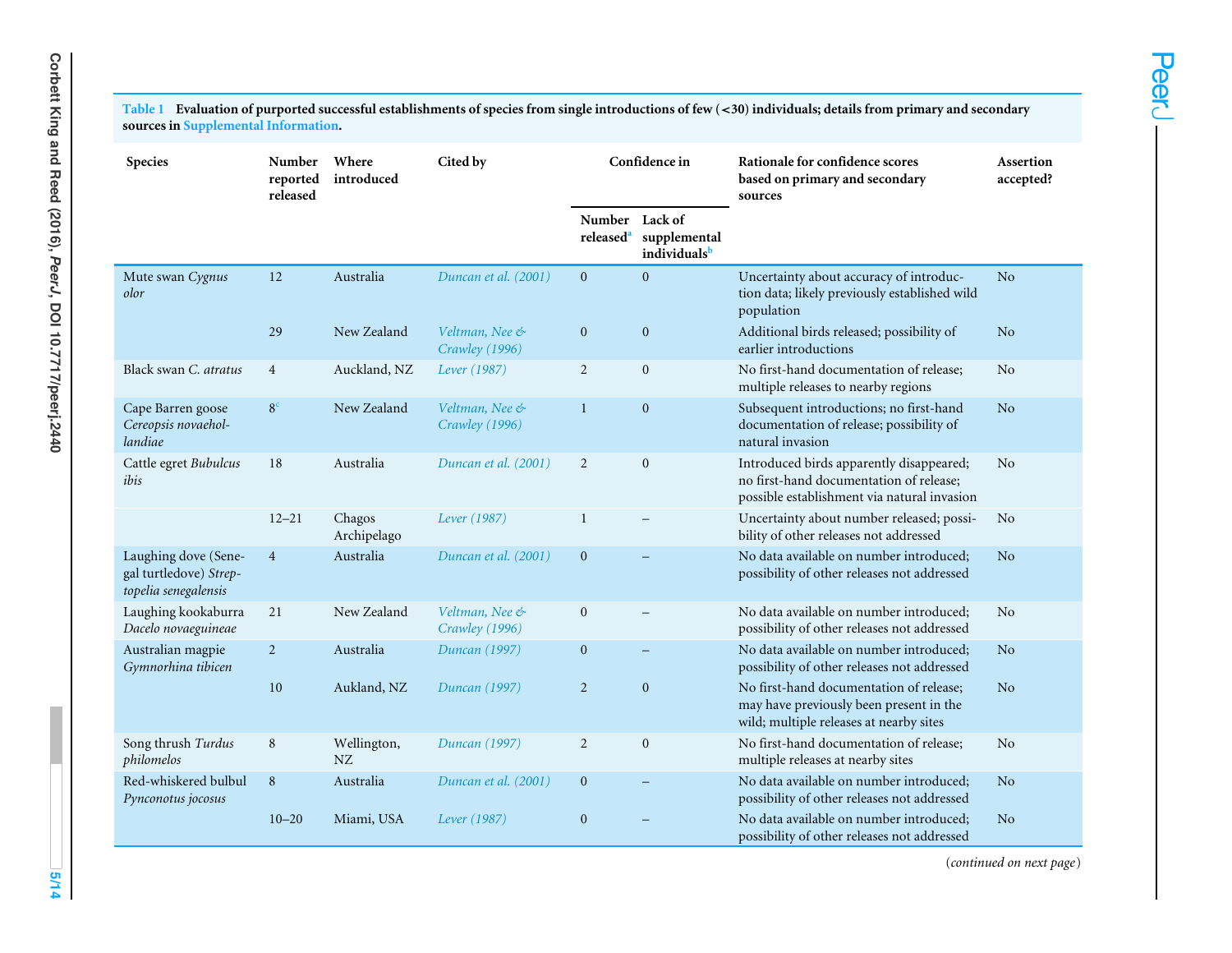**Table 1 Evaluation of purported successful establishments of species from single introductions of few (<30) individuals; details from primary and secondary sources in Supplemental Information.**

| Species | Number reported released | Where introduced | Cited by | Confidence in | | Rationale for confidence scores based on primary and secondary sources | Assertion accepted? |
|---|---|---|---|---|---|---|---|
| | | | | Number released[a] | Lack of supplemental individuals[b] | | |
| Mute swan *Cygnus olor* | 12 | Australia | Duncan et al. (2001) | 0 | 0 | Uncertainty about accuracy of introduction data; likely previously established wild population | No |
| | 29 | New Zealand | Veltman, Nee & Crawley (1996) | 0 | 0 | Additional birds released; possibility of earlier introductions | No |
| Black swan *C. atratus* | 4 | Auckland, NZ | Lever (1987) | 2 | 0 | No first-hand documentation of release; multiple releases to nearby regions | No |
| Cape Barren goose *Cereopsis novaehollandiae* | 8[c] | New Zealand | Veltman, Nee & Crawley (1996) | 1 | 0 | Subsequent introductions; no first-hand documentation of release; possibility of natural invasion | No |
| Cattle egret *Bubulcus ibis* | 18 | Australia | Duncan et al. (2001) | 2 | 0 | Introduced birds apparently disappeared; no first-hand documentation of release; possible establishment via natural invasion | No |
| | 12–21 | Chagos Archipelago | Lever (1987) | 1 | – | Uncertainty about number released; possibility of other releases not addressed | No |
| Laughing dove (Senegal turtledove) *Streptopelia senegalensis* | 4 | Australia | Duncan et al. (2001) | 0 | – | No data available on number introduced; possibility of other releases not addressed | No |
| Laughing kookaburra *Dacelo novaeguineae* | 21 | New Zealand | Veltman, Nee & Crawley (1996) | 0 | – | No data available on number introduced; possibility of other releases not addressed | No |
| Australian magpie *Gymnorhina tibicen* | 2 | Australia | Duncan (1997) | 0 | – | No data available on number introduced; possibility of other releases not addressed | No |
| | 10 | Aukland, NZ | Duncan (1997) | 2 | 0 | No first-hand documentation of release; may have previously been present in the wild; multiple releases at nearby sites | No |
| Song thrush *Turdus philomelos* | 8 | Wellington, NZ | Duncan (1997) | 2 | 0 | No first-hand documentation of release; multiple releases at nearby sites | No |
| Red-whiskered bulbul *Pynconotus jocosus* | 8 | Australia | Duncan et al. (2001) | 0 | – | No data available on number introduced; possibility of other releases not addressed | No |
| | 10–20 | Miami, USA | Lever (1987) | 0 | – | No data available on number introduced; possibility of other releases not addressed | No |

(*continued on next page*)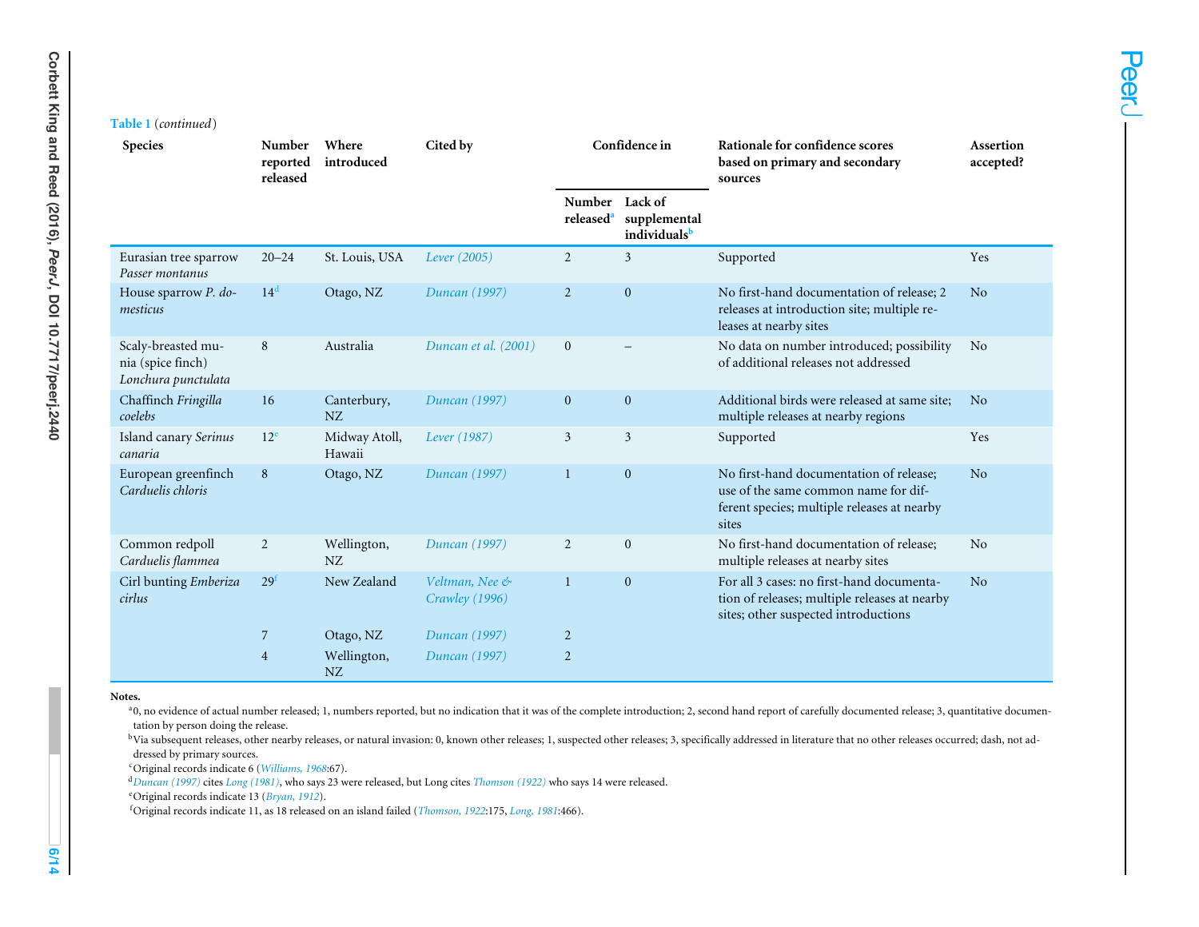**Table 1** (*continued*)

| Species | Number reported released | Where introduced | Cited by | Confidence in | | Rationale for confidence scores based on primary and secondary sources | Assertion accepted? |
|---|---|---|---|---|---|---|---|
| | | | | Number released[a] | Lack of supplemental individuals[b] | | |
| Eurasian tree sparrow *Passer montanus* | 20–24 | St. Louis, USA | Lever (2005) | 2 | 3 | Supported | Yes |
| House sparrow *P. domesticus* | 14[d] | Otago, NZ | Duncan (1997) | 2 | 0 | No first-hand documentation of release; 2 releases at introduction site; multiple releases at nearby sites | No |
| Scaly-breasted munia (spice finch) *Lonchura punctulata* | 8 | Australia | Duncan et al. (2001) | 0 | – | No data on number introduced; possibility of additional releases not addressed | No |
| Chaffinch *Fringilla coelebs* | 16 | Canterbury, NZ | Duncan (1997) | 0 | 0 | Additional birds were released at same site; multiple releases at nearby regions | No |
| Island canary *Serinus canaria* | 12[e] | Midway Atoll, Hawaii | Lever (1987) | 3 | 3 | Supported | Yes |
| European greenfinch *Carduelis chloris* | 8 | Otago, NZ | Duncan (1997) | 1 | 0 | No first-hand documentation of release; use of the same common name for different species; multiple releases at nearby sites | No |
| Common redpoll *Carduelis flammea* | 2 | Wellington, NZ | Duncan (1997) | 2 | 0 | No first-hand documentation of release; multiple releases at nearby sites | No |
| Cirl bunting *Emberiza cirlus* | 29[f] | New Zealand | Veltman, Nee & Crawley (1996) | 1 | 0 | For all 3 cases: no first-hand documentation of releases; multiple releases at nearby sites; other suspected introductions | No |
| | 7 | Otago, NZ | Duncan (1997) | 2 | | | |
| | 4 | Wellington, NZ | Duncan (1997) | 2 | | | |

**Notes.**

[a] 0, no evidence of actual number released; 1, numbers reported, but no indication that it was of the complete introduction; 2, second hand report of carefully documented release; 3, quantitative documentation by person doing the release.

[b] Via subsequent releases, other nearby releases, or natural invasion: 0, known other releases; 1, suspected other releases; 3, specifically addressed in literature that no other releases occurred; dash, not addressed by primary sources.

[c] Original records indicate 6 (Williams, 1968:67).

[d] Duncan (1997) cites Long (1981), who says 23 were released, but Long cites Thomson (1922) who says 14 were released.

[e] Original records indicate 13 (Bryan, 1912).

[f] Original records indicate 11, as 18 released on an island failed (Thomson, 1922:175, Long, 1981:466).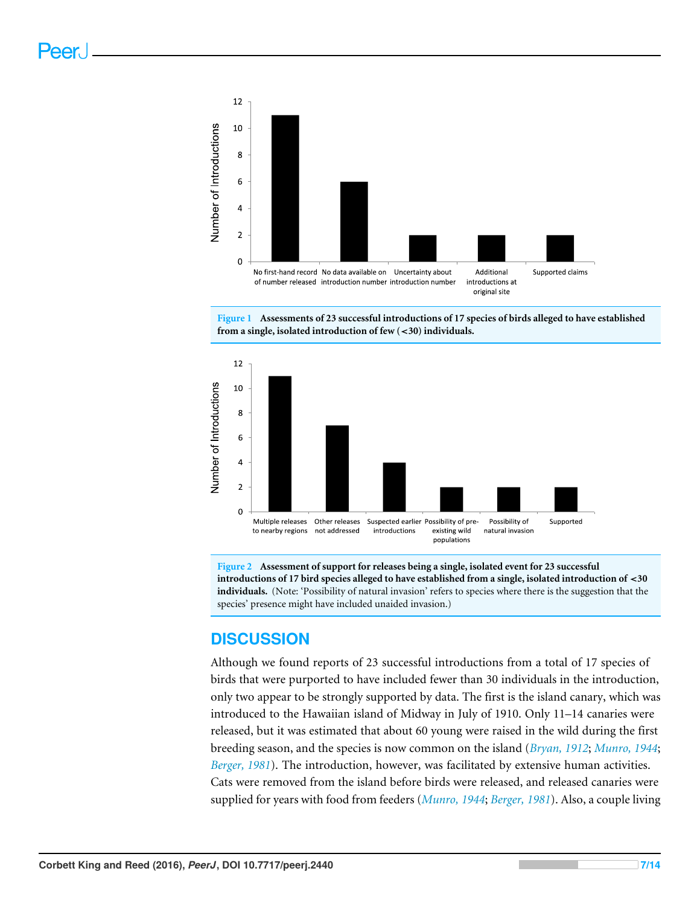**Figure 1** **Assessments of 23 successful introductions of 17 species of birds alleged to have established from a single, isolated introduction of few (<30) individuals.**

**Figure 2** **Assessment of support for releases being a single, isolated event for 23 successful introductions of 17 bird species alleged to have established from a single, isolated introduction of <30 individuals.** (Note: 'Possibility of natural invasion' refers to species where there is the suggestion that the species' presence might have included unaided invasion.)

## DISCUSSION

Although we found reports of 23 successful introductions from a total of 17 species of birds that were purported to have included fewer than 30 individuals in the introduction, only two appear to be strongly supported by data. The first is the island canary, which was introduced to the Hawaiian island of Midway in July of 1910. Only 11–14 canaries were released, but it was estimated that about 60 young were raised in the wild during the first breeding season, and the species is now common on the island (*Bryan, 1912*; *Munro, 1944*; *Berger, 1981*). The introduction, however, was facilitated by extensive human activities. Cats were removed from the island before birds were released, and released canaries were supplied for years with food from feeders (*Munro, 1944*; *Berger, 1981*). Also, a couple living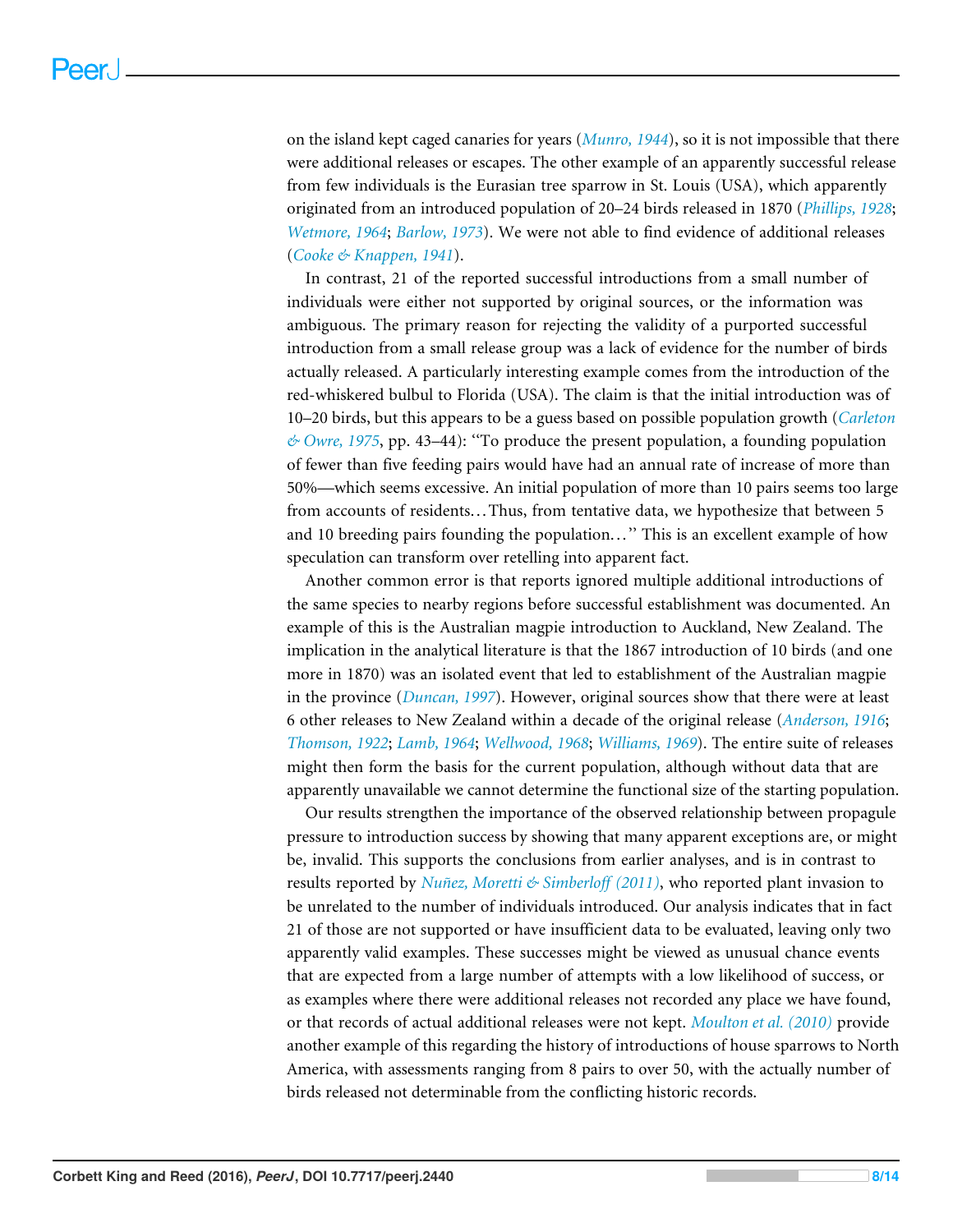on the island kept caged canaries for years (*Munro, 1944*), so it is not impossible that there were additional releases or escapes. The other example of an apparently successful release from few individuals is the Eurasian tree sparrow in St. Louis (USA), which apparently originated from an introduced population of 20–24 birds released in 1870 (*Phillips, 1928*; *Wetmore, 1964*; *Barlow, 1973*). We were not able to find evidence of additional releases (*Cooke & Knappen, 1941*).

In contrast, 21 of the reported successful introductions from a small number of individuals were either not supported by original sources, or the information was ambiguous. The primary reason for rejecting the validity of a purported successful introduction from a small release group was a lack of evidence for the number of birds actually released. A particularly interesting example comes from the introduction of the red-whiskered bulbul to Florida (USA). The claim is that the initial introduction was of 10–20 birds, but this appears to be a guess based on possible population growth (*Carleton & Owre, 1975*, pp. 43–44): "To produce the present population, a founding population of fewer than five feeding pairs would have had an annual rate of increase of more than 50%—which seems excessive. An initial population of more than 10 pairs seems too large from accounts of residents…Thus, from tentative data, we hypothesize that between 5 and 10 breeding pairs founding the population…" This is an excellent example of how speculation can transform over retelling into apparent fact.

Another common error is that reports ignored multiple additional introductions of the same species to nearby regions before successful establishment was documented. An example of this is the Australian magpie introduction to Auckland, New Zealand. The implication in the analytical literature is that the 1867 introduction of 10 birds (and one more in 1870) was an isolated event that led to establishment of the Australian magpie in the province (*Duncan, 1997*). However, original sources show that there were at least 6 other releases to New Zealand within a decade of the original release (*Anderson, 1916*; *Thomson, 1922*; *Lamb, 1964*; *Wellwood, 1968*; *Williams, 1969*). The entire suite of releases might then form the basis for the current population, although without data that are apparently unavailable we cannot determine the functional size of the starting population.

Our results strengthen the importance of the observed relationship between propagule pressure to introduction success by showing that many apparent exceptions are, or might be, invalid. This supports the conclusions from earlier analyses, and is in contrast to results reported by *Nuñez, Moretti & Simberloff (2011)*, who reported plant invasion to be unrelated to the number of individuals introduced. Our analysis indicates that in fact 21 of those are not supported or have insufficient data to be evaluated, leaving only two apparently valid examples. These successes might be viewed as unusual chance events that are expected from a large number of attempts with a low likelihood of success, or as examples where there were additional releases not recorded any place we have found, or that records of actual additional releases were not kept. *Moulton et al. (2010)* provide another example of this regarding the history of introductions of house sparrows to North America, with assessments ranging from 8 pairs to over 50, with the actually number of birds released not determinable from the conflicting historic records.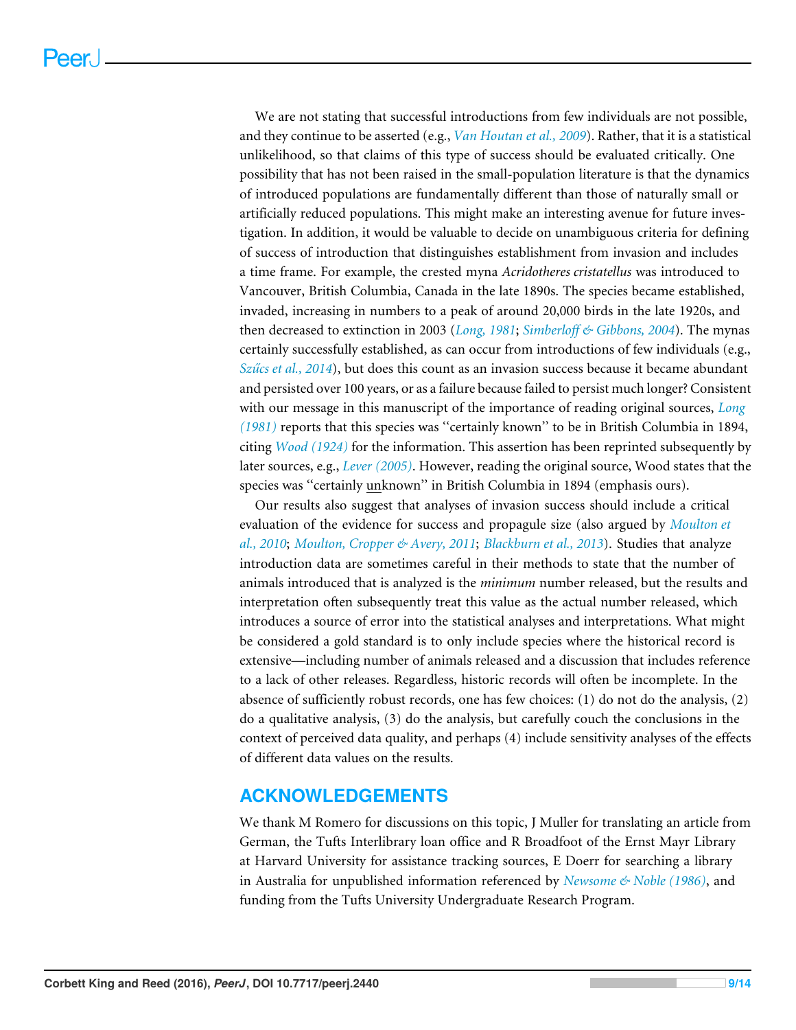We are not stating that successful introductions from few individuals are not possible, and they continue to be asserted (e.g., *Van Houtan et al., 2009*). Rather, that it is a statistical unlikelihood, so that claims of this type of success should be evaluated critically. One possibility that has not been raised in the small-population literature is that the dynamics of introduced populations are fundamentally different than those of naturally small or artificially reduced populations. This might make an interesting avenue for future investigation. In addition, it would be valuable to decide on unambiguous criteria for defining of success of introduction that distinguishes establishment from invasion and includes a time frame. For example, the crested myna *Acridotheres cristatellus* was introduced to Vancouver, British Columbia, Canada in the late 1890s. The species became established, invaded, increasing in numbers to a peak of around 20,000 birds in the late 1920s, and then decreased to extinction in 2003 (*Long, 1981*; *Simberloff & Gibbons, 2004*). The mynas certainly successfully established, as can occur from introductions of few individuals (e.g., *Szűcs et al., 2014*), but does this count as an invasion success because it became abundant and persisted over 100 years, or as a failure because failed to persist much longer? Consistent with our message in this manuscript of the importance of reading original sources, *Long (1981)* reports that this species was "certainly known" to be in British Columbia in 1894, citing *Wood (1924)* for the information. This assertion has been reprinted subsequently by later sources, e.g., *Lever (2005)*. However, reading the original source, Wood states that the species was "certainly <u>un</u>known" in British Columbia in 1894 (emphasis ours).

Our results also suggest that analyses of invasion success should include a critical evaluation of the evidence for success and propagule size (also argued by *Moulton et al., 2010*; *Moulton, Cropper & Avery, 2011*; *Blackburn et al., 2013*). Studies that analyze introduction data are sometimes careful in their methods to state that the number of animals introduced that is analyzed is the *minimum* number released, but the results and interpretation often subsequently treat this value as the actual number released, which introduces a source of error into the statistical analyses and interpretations. What might be considered a gold standard is to only include species where the historical record is extensive—including number of animals released and a discussion that includes reference to a lack of other releases. Regardless, historic records will often be incomplete. In the absence of sufficiently robust records, one has few choices: (1) do not do the analysis, (2) do a qualitative analysis, (3) do the analysis, but carefully couch the conclusions in the context of perceived data quality, and perhaps (4) include sensitivity analyses of the effects of different data values on the results.

## ACKNOWLEDGEMENTS

We thank M Romero for discussions on this topic, J Muller for translating an article from German, the Tufts Interlibrary loan office and R Broadfoot of the Ernst Mayr Library at Harvard University for assistance tracking sources, E Doerr for searching a library in Australia for unpublished information referenced by *Newsome & Noble (1986)*, and funding from the Tufts University Undergraduate Research Program.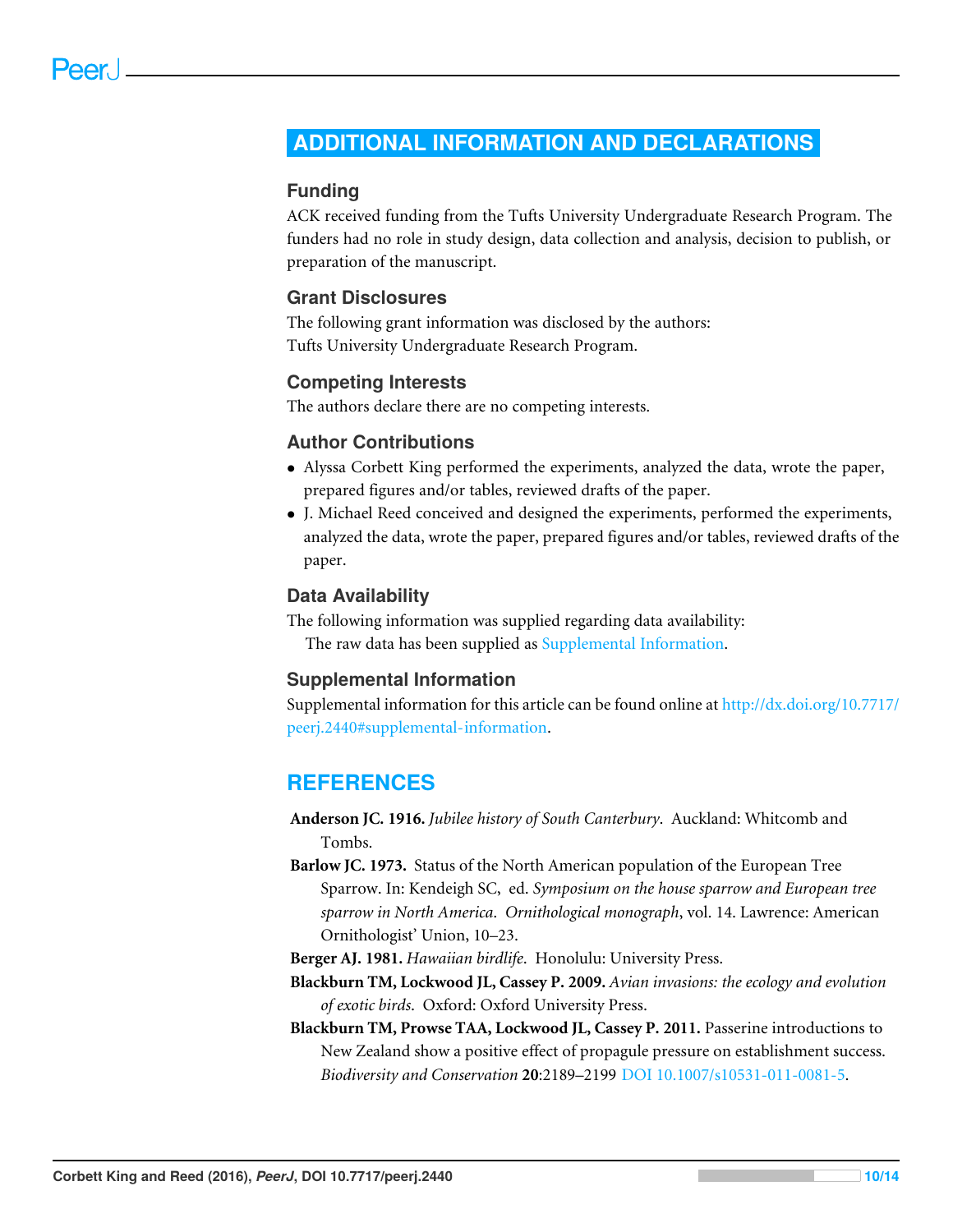# ADDITIONAL INFORMATION AND DECLARATIONS

## Funding

ACK received funding from the Tufts University Undergraduate Research Program. The funders had no role in study design, data collection and analysis, decision to publish, or preparation of the manuscript.

## Grant Disclosures

The following grant information was disclosed by the authors:
Tufts University Undergraduate Research Program.

## Competing Interests

The authors declare there are no competing interests.

## Author Contributions

- Alyssa Corbett King performed the experiments, analyzed the data, wrote the paper, prepared figures and/or tables, reviewed drafts of the paper.
- J. Michael Reed conceived and designed the experiments, performed the experiments, analyzed the data, wrote the paper, prepared figures and/or tables, reviewed drafts of the paper.

## Data Availability

The following information was supplied regarding data availability:

The raw data has been supplied as Supplemental Information.

## Supplemental Information

Supplemental information for this article can be found online at http://dx.doi.org/10.7717/peerj.2440#supplemental-information.

# REFERENCES

**Anderson JC. 1916.** *Jubilee history of South Canterbury*. Auckland: Whitcomb and Tombs.

**Barlow JC. 1973.** Status of the North American population of the European Tree Sparrow. In: Kendeigh SC, ed. *Symposium on the house sparrow and European tree sparrow in North America. Ornithological monograph*, vol. 14. Lawrence: American Ornithologist' Union, 10–23.

**Berger AJ. 1981.** *Hawaiian birdlife*. Honolulu: University Press.

**Blackburn TM, Lockwood JL, Cassey P. 2009.** *Avian invasions: the ecology and evolution of exotic birds*. Oxford: Oxford University Press.

**Blackburn TM, Prowse TAA, Lockwood JL, Cassey P. 2011.** Passerine introductions to New Zealand show a positive effect of propagule pressure on establishment success. *Biodiversity and Conservation* **20**:2189–2199 DOI 10.1007/s10531-011-0081-5.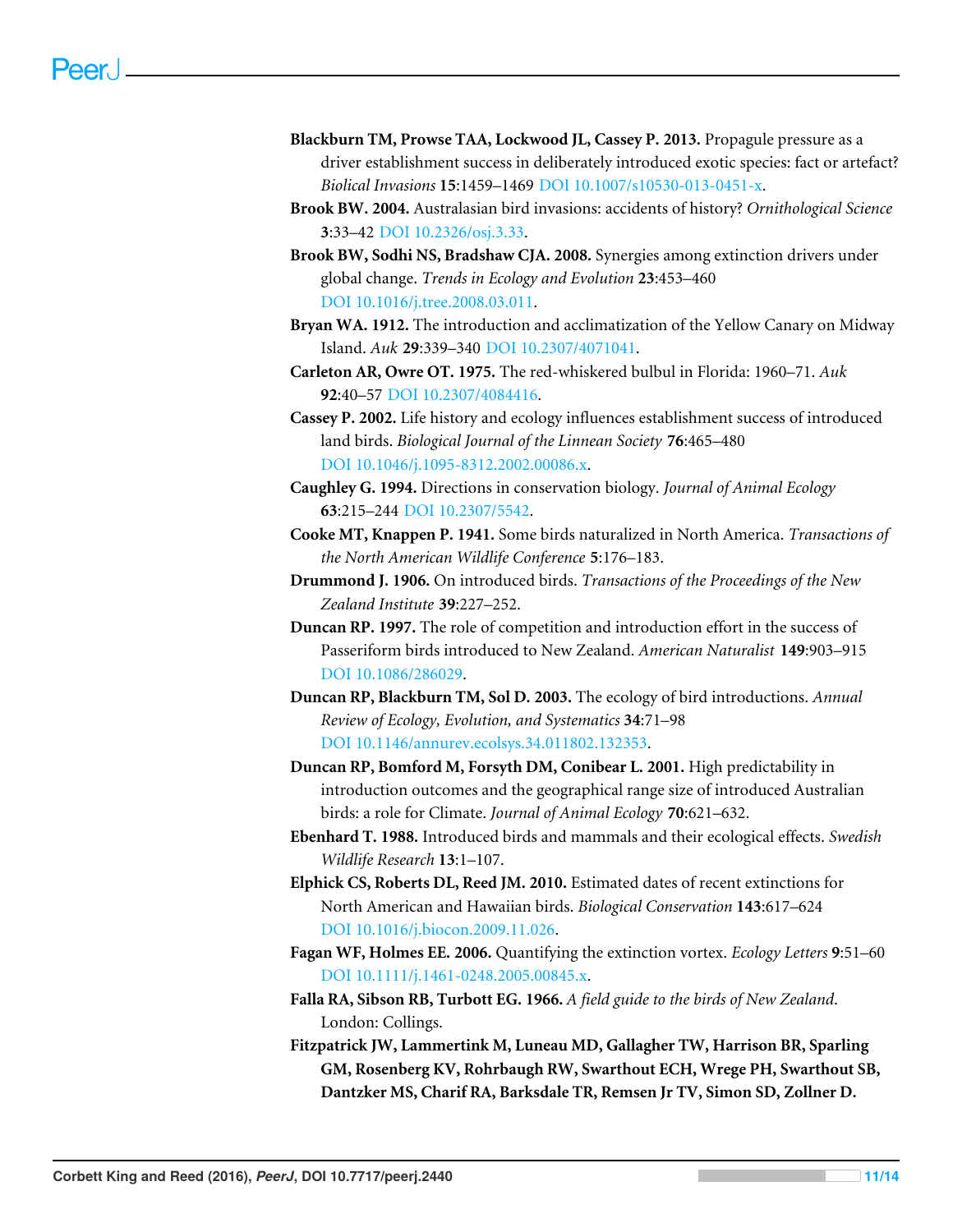**Blackburn TM, Prowse TAA, Lockwood JL, Cassey P. 2013.** Propagule pressure as a driver establishment success in deliberately introduced exotic species: fact or artefact? *Biolical Invasions* **15**:1459–1469 DOI 10.1007/s10530-013-0451-x.

**Brook BW. 2004.** Australasian bird invasions: accidents of history? *Ornithological Science* **3**:33–42 DOI 10.2326/osj.3.33.

**Brook BW, Sodhi NS, Bradshaw CJA. 2008.** Synergies among extinction drivers under global change. *Trends in Ecology and Evolution* **23**:453–460 DOI 10.1016/j.tree.2008.03.011.

**Bryan WA. 1912.** The introduction and acclimatization of the Yellow Canary on Midway Island. *Auk* **29**:339–340 DOI 10.2307/4071041.

**Carleton AR, Owre OT. 1975.** The red-whiskered bulbul in Florida: 1960–71. *Auk* **92**:40–57 DOI 10.2307/4084416.

**Cassey P. 2002.** Life history and ecology influences establishment success of introduced land birds. *Biological Journal of the Linnean Society* **76**:465–480 DOI 10.1046/j.1095-8312.2002.00086.x.

**Caughley G. 1994.** Directions in conservation biology. *Journal of Animal Ecology* **63**:215–244 DOI 10.2307/5542.

**Cooke MT, Knappen P. 1941.** Some birds naturalized in North America. *Transactions of the North American Wildlife Conference* **5**:176–183.

**Drummond J. 1906.** On introduced birds. *Transactions of the Proceedings of the New Zealand Institute* **39**:227–252.

**Duncan RP. 1997.** The role of competition and introduction effort in the success of Passeriform birds introduced to New Zealand. *American Naturalist* **149**:903–915 DOI 10.1086/286029.

**Duncan RP, Blackburn TM, Sol D. 2003.** The ecology of bird introductions. *Annual Review of Ecology, Evolution, and Systematics* **34**:71–98 DOI 10.1146/annurev.ecolsys.34.011802.132353.

**Duncan RP, Bomford M, Forsyth DM, Conibear L. 2001.** High predictability in introduction outcomes and the geographical range size of introduced Australian birds: a role for Climate. *Journal of Animal Ecology* **70**:621–632.

**Ebenhard T. 1988.** Introduced birds and mammals and their ecological effects. *Swedish Wildlife Research* **13**:1–107.

**Elphick CS, Roberts DL, Reed JM. 2010.** Estimated dates of recent extinctions for North American and Hawaiian birds. *Biological Conservation* **143**:617–624 DOI 10.1016/j.biocon.2009.11.026.

**Fagan WF, Holmes EE. 2006.** Quantifying the extinction vortex. *Ecology Letters* **9**:51–60 DOI 10.1111/j.1461-0248.2005.00845.x.

**Falla RA, Sibson RB, Turbott EG. 1966.** *A field guide to the birds of New Zealand*. London: Collings.

**Fitzpatrick JW, Lammertink M, Luneau MD, Gallagher TW, Harrison BR, Sparling GM, Rosenberg KV, Rohrbaugh RW, Swarthout ECH, Wrege PH, Swarthout SB, Dantzker MS, Charif RA, Barksdale TR, Remsen Jr TV, Simon SD, Zollner D.**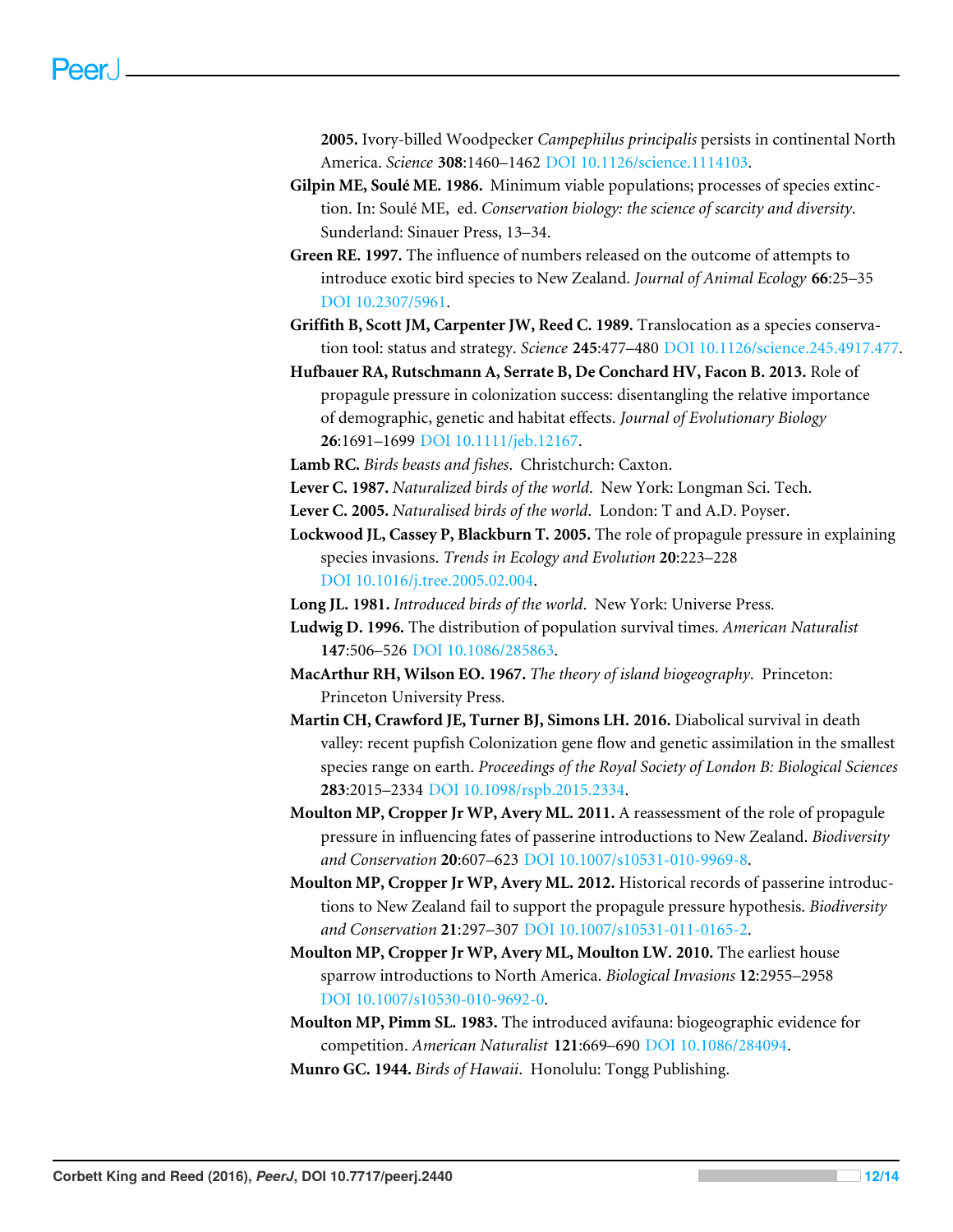2005. Ivory-billed Woodpecker *Campephilus principalis* persists in continental North America. *Science* **308**:1460–1462 DOI 10.1126/science.1114103.

**Gilpin ME, Soulé ME. 1986.** Minimum viable populations; processes of species extinction. In: Soulé ME, ed. *Conservation biology: the science of scarcity and diversity*. Sunderland: Sinauer Press, 13–34.

**Green RE. 1997.** The influence of numbers released on the outcome of attempts to introduce exotic bird species to New Zealand. *Journal of Animal Ecology* **66**:25–35 DOI 10.2307/5961.

**Griffith B, Scott JM, Carpenter JW, Reed C. 1989.** Translocation as a species conservation tool: status and strategy. *Science* **245**:477–480 DOI 10.1126/science.245.4917.477.

**Hufbauer RA, Rutschmann A, Serrate B, De Conchard HV, Facon B. 2013.** Role of propagule pressure in colonization success: disentangling the relative importance of demographic, genetic and habitat effects. *Journal of Evolutionary Biology* **26**:1691–1699 DOI 10.1111/jeb.12167.

**Lamb RC.** *Birds beasts and fishes*. Christchurch: Caxton.

**Lever C. 1987.** *Naturalized birds of the world*. New York: Longman Sci. Tech.

**Lever C. 2005.** *Naturalised birds of the world*. London: T and A.D. Poyser.

**Lockwood JL, Cassey P, Blackburn T. 2005.** The role of propagule pressure in explaining species invasions. *Trends in Ecology and Evolution* **20**:223–228 DOI 10.1016/j.tree.2005.02.004.

**Long JL. 1981.** *Introduced birds of the world*. New York: Universe Press.

**Ludwig D. 1996.** The distribution of population survival times. *American Naturalist* **147**:506–526 DOI 10.1086/285863.

**MacArthur RH, Wilson EO. 1967.** *The theory of island biogeography*. Princeton: Princeton University Press.

**Martin CH, Crawford JE, Turner BJ, Simons LH. 2016.** Diabolical survival in death valley: recent pupfish Colonization gene flow and genetic assimilation in the smallest species range on earth. *Proceedings of the Royal Society of London B: Biological Sciences* **283**:2015–2334 DOI 10.1098/rspb.2015.2334.

**Moulton MP, Cropper Jr WP, Avery ML. 2011.** A reassessment of the role of propagule pressure in influencing fates of passerine introductions to New Zealand. *Biodiversity and Conservation* **20**:607–623 DOI 10.1007/s10531-010-9969-8.

**Moulton MP, Cropper Jr WP, Avery ML. 2012.** Historical records of passerine introductions to New Zealand fail to support the propagule pressure hypothesis. *Biodiversity and Conservation* **21**:297–307 DOI 10.1007/s10531-011-0165-2.

**Moulton MP, Cropper Jr WP, Avery ML, Moulton LW. 2010.** The earliest house sparrow introductions to North America. *Biological Invasions* **12**:2955–2958 DOI 10.1007/s10530-010-9692-0.

**Moulton MP, Pimm SL. 1983.** The introduced avifauna: biogeographic evidence for competition. *American Naturalist* **121**:669–690 DOI 10.1086/284094.

**Munro GC. 1944.** *Birds of Hawaii*. Honolulu: Tongg Publishing.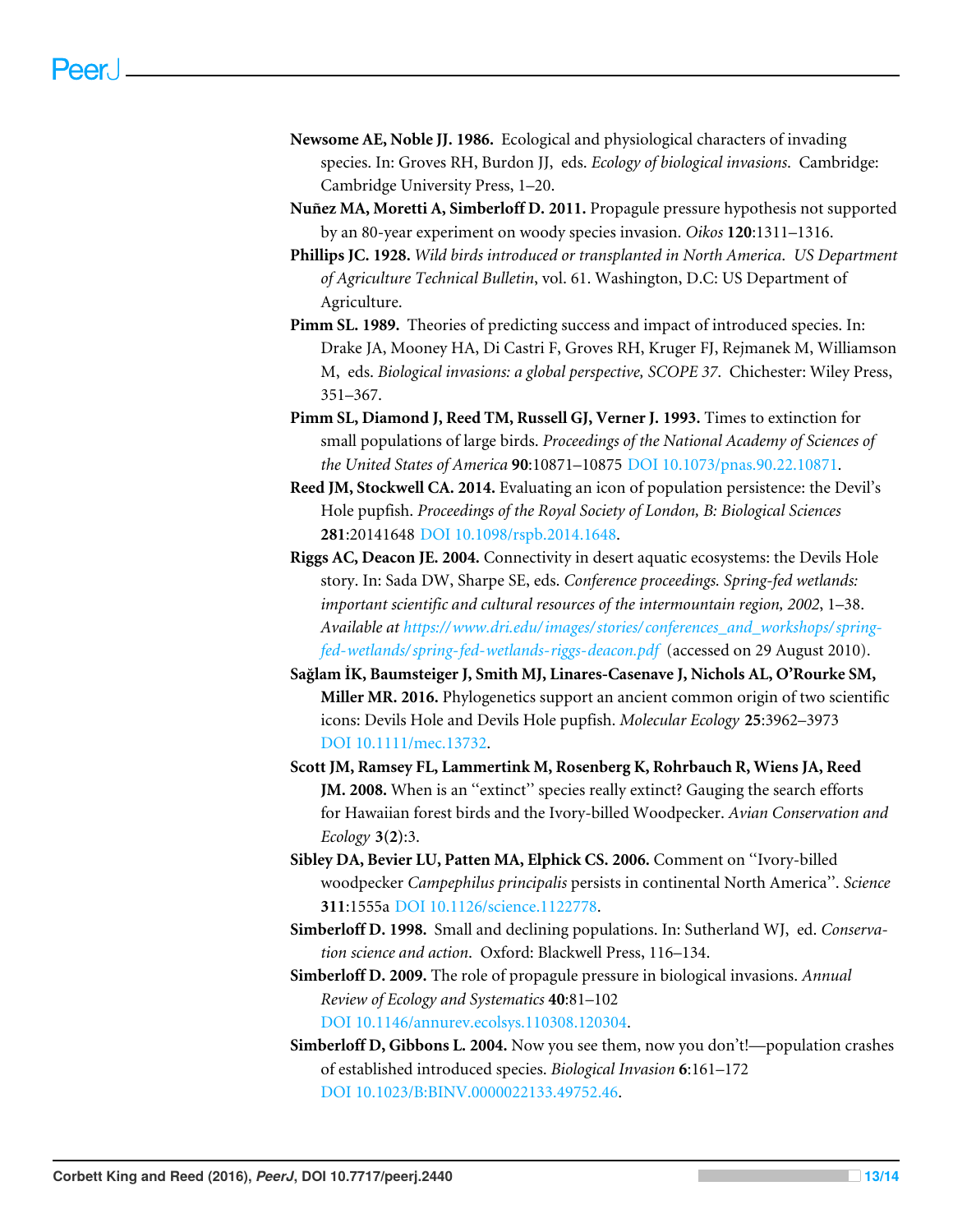**Newsome AE, Noble JJ. 1986.** Ecological and physiological characters of invading species. In: Groves RH, Burdon JJ, eds. *Ecology of biological invasions*. Cambridge: Cambridge University Press, 1–20.

**Nuñez MA, Moretti A, Simberloff D. 2011.** Propagule pressure hypothesis not supported by an 80-year experiment on woody species invasion. *Oikos* **120**:1311–1316.

**Phillips JC. 1928.** *Wild birds introduced or transplanted in North America. US Department of Agriculture Technical Bulletin*, vol. 61. Washington, D.C: US Department of Agriculture.

**Pimm SL. 1989.** Theories of predicting success and impact of introduced species. In: Drake JA, Mooney HA, Di Castri F, Groves RH, Kruger FJ, Rejmanek M, Williamson M, eds. *Biological invasions: a global perspective, SCOPE 37*. Chichester: Wiley Press, 351–367.

**Pimm SL, Diamond J, Reed TM, Russell GJ, Verner J. 1993.** Times to extinction for small populations of large birds. *Proceedings of the National Academy of Sciences of the United States of America* **90**:10871–10875 DOI 10.1073/pnas.90.22.10871.

**Reed JM, Stockwell CA. 2014.** Evaluating an icon of population persistence: the Devil's Hole pupfish. *Proceedings of the Royal Society of London, B: Biological Sciences* **281**:20141648 DOI 10.1098/rspb.2014.1648.

**Riggs AC, Deacon JE. 2004.** Connectivity in desert aquatic ecosystems: the Devils Hole story. In: Sada DW, Sharpe SE, eds. *Conference proceedings. Spring-fed wetlands: important scientific and cultural resources of the intermountain region, 2002*, 1–38. *Available at https://www.dri.edu/images/stories/conferences_and_workshops/spring-fed-wetlands/spring-fed-wetlands-riggs-deacon.pdf* (accessed on 29 August 2010).

**Sağlam İK, Baumsteiger J, Smith MJ, Linares-Casenave J, Nichols AL, O'Rourke SM, Miller MR. 2016.** Phylogenetics support an ancient common origin of two scientific icons: Devils Hole and Devils Hole pupfish. *Molecular Ecology* **25**:3962–3973 DOI 10.1111/mec.13732.

**Scott JM, Ramsey FL, Lammertink M, Rosenberg K, Rohrbauch R, Wiens JA, Reed JM. 2008.** When is an "extinct" species really extinct? Gauging the search efforts for Hawaiian forest birds and the Ivory-billed Woodpecker. *Avian Conservation and Ecology* **3(2)**:3.

**Sibley DA, Bevier LU, Patten MA, Elphick CS. 2006.** Comment on "Ivory-billed woodpecker *Campephilus principalis* persists in continental North America". *Science* **311**:1555a DOI 10.1126/science.1122778.

**Simberloff D. 1998.** Small and declining populations. In: Sutherland WJ, ed. *Conservation science and action*. Oxford: Blackwell Press, 116–134.

**Simberloff D. 2009.** The role of propagule pressure in biological invasions. *Annual Review of Ecology and Systematics* **40**:81–102 DOI 10.1146/annurev.ecolsys.110308.120304.

**Simberloff D, Gibbons L. 2004.** Now you see them, now you don't!—population crashes of established introduced species. *Biological Invasion* **6**:161–172 DOI 10.1023/B:BINV.0000022133.49752.46.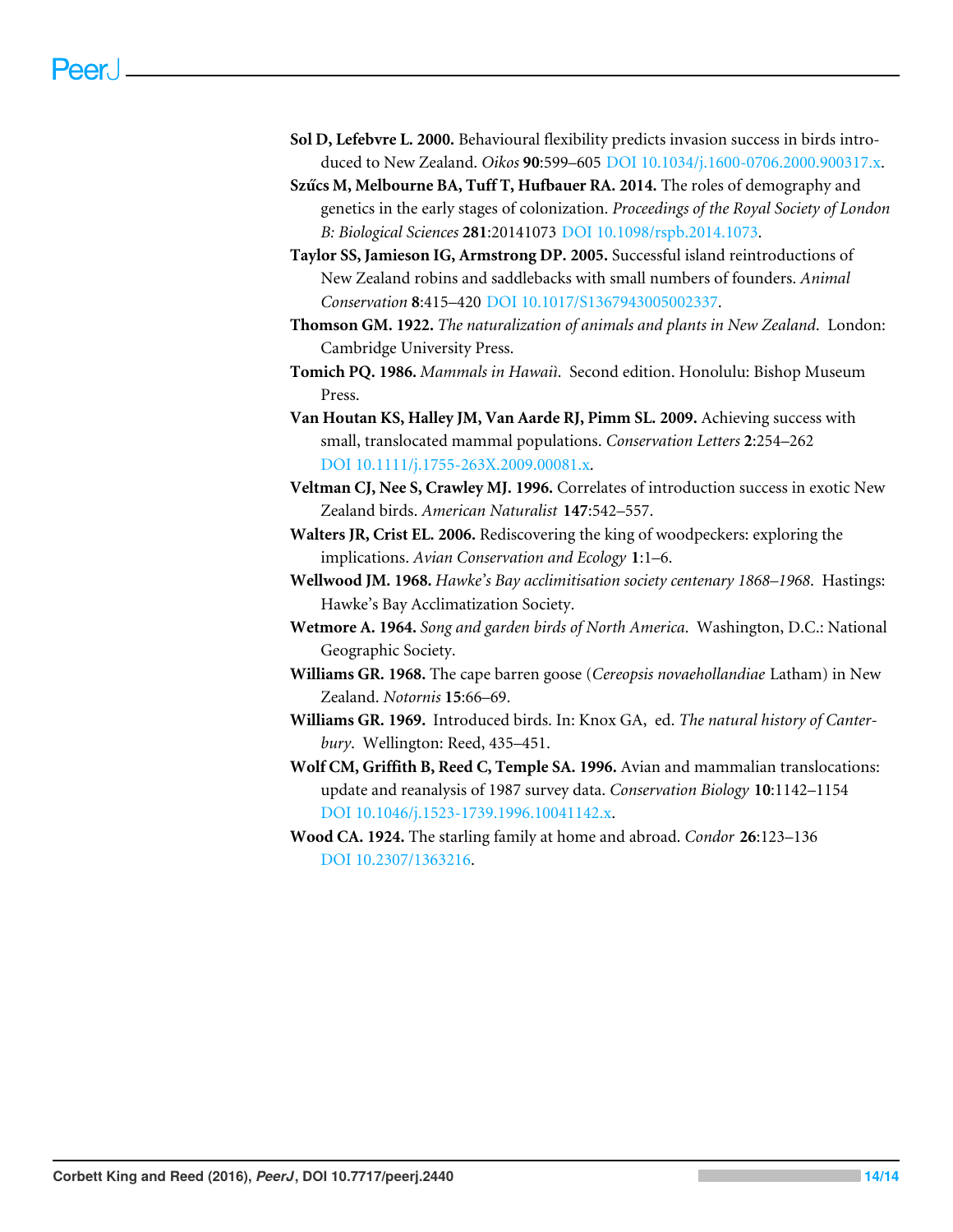**Sol D, Lefebvre L. 2000.** Behavioural flexibility predicts invasion success in birds introduced to New Zealand. *Oikos* **90**:599–605 DOI 10.1034/j.1600-0706.2000.900317.x.

**Szűcs M, Melbourne BA, Tuff T, Hufbauer RA. 2014.** The roles of demography and genetics in the early stages of colonization. *Proceedings of the Royal Society of London B: Biological Sciences* **281**:20141073 DOI 10.1098/rspb.2014.1073.

**Taylor SS, Jamieson IG, Armstrong DP. 2005.** Successful island reintroductions of New Zealand robins and saddlebacks with small numbers of founders. *Animal Conservation* **8**:415–420 DOI 10.1017/S1367943005002337.

**Thomson GM. 1922.** *The naturalization of animals and plants in New Zealand*. London: Cambridge University Press.

**Tomich PQ. 1986.** *Mammals in Hawaìi*. Second edition. Honolulu: Bishop Museum Press.

**Van Houtan KS, Halley JM, Van Aarde RJ, Pimm SL. 2009.** Achieving success with small, translocated mammal populations. *Conservation Letters* **2**:254–262 DOI 10.1111/j.1755-263X.2009.00081.x.

**Veltman CJ, Nee S, Crawley MJ. 1996.** Correlates of introduction success in exotic New Zealand birds. *American Naturalist* **147**:542–557.

**Walters JR, Crist EL. 2006.** Rediscovering the king of woodpeckers: exploring the implications. *Avian Conservation and Ecology* **1**:1–6.

**Wellwood JM. 1968.** *Hawke's Bay acclimitisation society centenary 1868–1968*. Hastings: Hawke's Bay Acclimatization Society.

**Wetmore A. 1964.** *Song and garden birds of North America*. Washington, D.C.: National Geographic Society.

**Williams GR. 1968.** The cape barren goose (*Cereopsis novaehollandiae* Latham) in New Zealand. *Notornis* **15**:66–69.

**Williams GR. 1969.** Introduced birds. In: Knox GA, ed. *The natural history of Canterbury*. Wellington: Reed, 435–451.

**Wolf CM, Griffith B, Reed C, Temple SA. 1996.** Avian and mammalian translocations: update and reanalysis of 1987 survey data. *Conservation Biology* **10**:1142–1154 DOI 10.1046/j.1523-1739.1996.10041142.x.

**Wood CA. 1924.** The starling family at home and abroad. *Condor* **26**:123–136 DOI 10.2307/1363216.